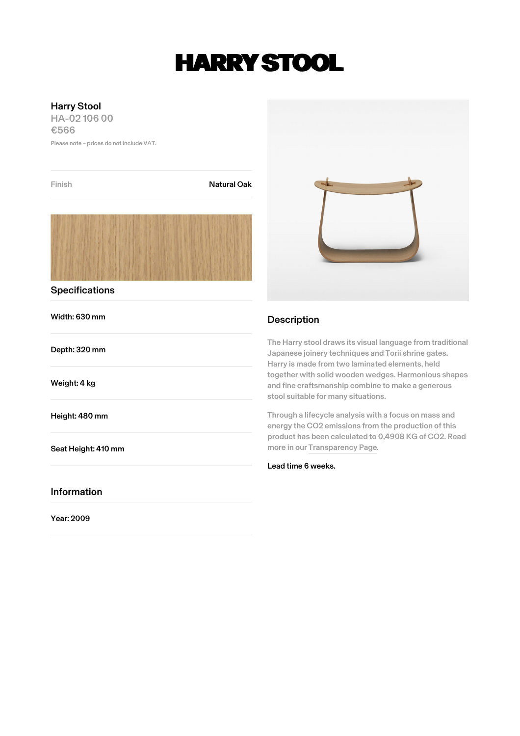# HARRY STOOL

Harry Stool

HA-02 106 00

€566

Please note – prices do not include VAT.

| Finish | Natural Oak |
|---|---|

## Specifications

Width: 630 mm

Depth: 320 mm

Weight: 4 kg

Height: 480 mm

Seat Height: 410 mm

## Information

Year: 2009

## Description

The Harry stool draws its visual language from traditional Japanese joinery techniques and Torii shrine gates. Harry is made from two laminated elements, held together with solid wooden wedges. Harmonious shapes and fine craftsmanship combine to make a generous stool suitable for many situations.

Through a lifecycle analysis with a focus on mass and energy the $CO_2$ emissions from the production of this product has been calculated to 0,4908 KG of $CO_2$. Read more in our Transparency Page.

Lead time 6 weeks.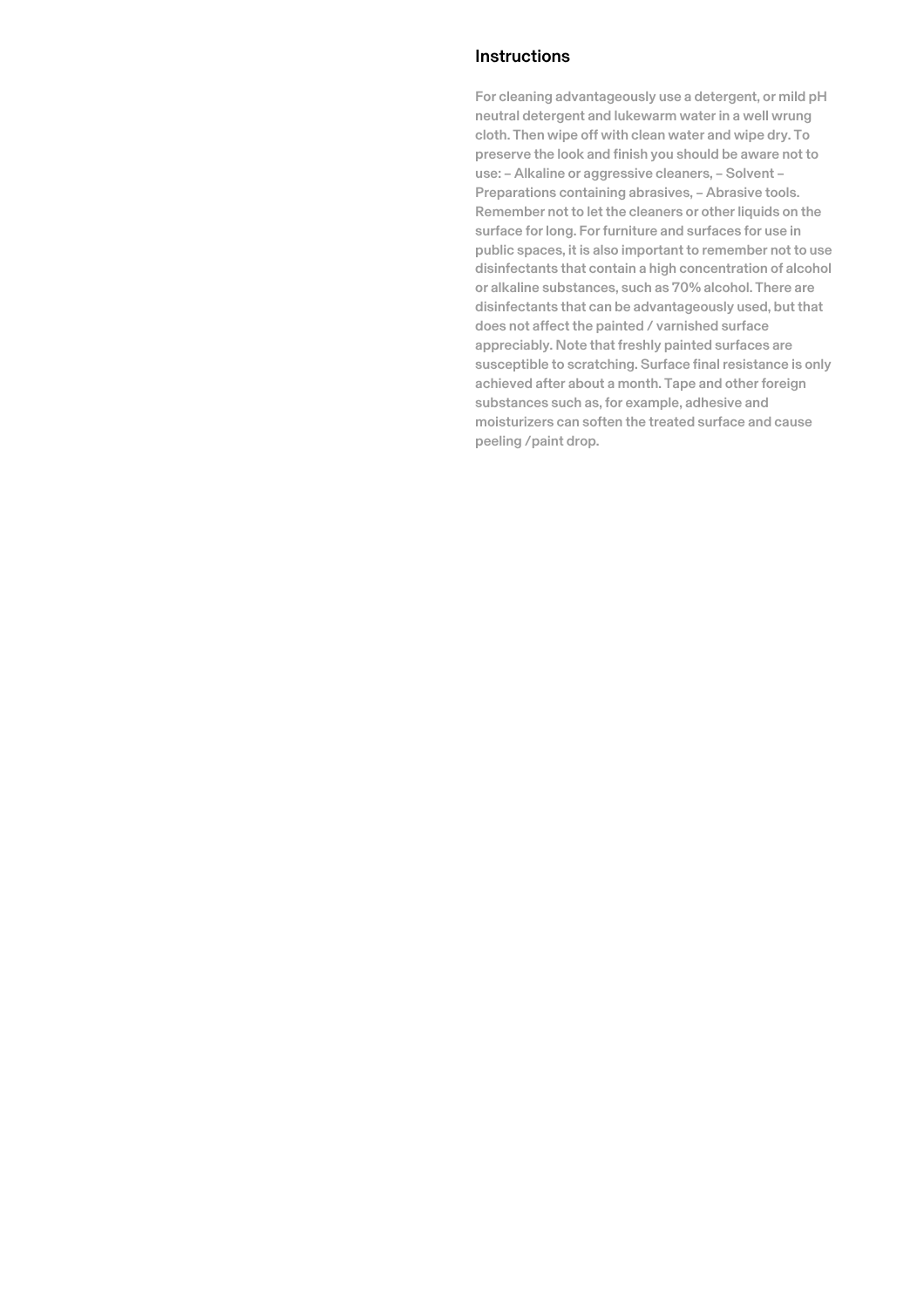## Instructions

For cleaning advantageously use a detergent, or mild pH neutral detergent and lukewarm water in a well wrung cloth. Then wipe off with clean water and wipe dry. To preserve the look and finish you should be aware not to use: – Alkaline or aggressive cleaners, – Solvent – Preparations containing abrasives, – Abrasive tools. Remember not to let the cleaners or other liquids on the surface for long. For furniture and surfaces for use in public spaces, it is also important to remember not to use disinfectants that contain a high concentration of alcohol or alkaline substances, such as 70% alcohol. There are disinfectants that can be advantageously used, but that does not affect the painted / varnished surface appreciably. Note that freshly painted surfaces are susceptible to scratching. Surface final resistance is only achieved after about a month. Tape and other foreign substances such as, for example, adhesive and moisturizers can soften the treated surface and cause peeling /paint drop.